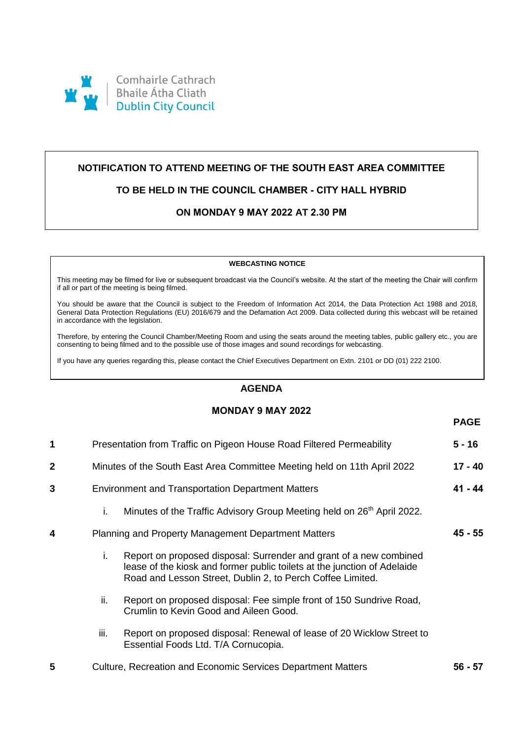Comhairle Cathrach Bhaile Átha Cliath
Dublin City Council

**NOTIFICATION TO ATTEND MEETING OF THE SOUTH EAST AREA COMMITTEE**

**TO BE HELD IN THE COUNCIL CHAMBER - CITY HALL HYBRID**

**ON MONDAY 9 MAY 2022 AT 2.30 PM**

**WEBCASTING NOTICE**

This meeting may be filmed for live or subsequent broadcast via the Council's website. At the start of the meeting the Chair will confirm if all or part of the meeting is being filmed.

You should be aware that the Council is subject to the Freedom of Information Act 2014, the Data Protection Act 1988 and 2018, General Data Protection Regulations (EU) 2016/679 and the Defamation Act 2009. Data collected during this webcast will be retained in accordance with the legislation.

Therefore, by entering the Council Chamber/Meeting Room and using the seats around the meeting tables, public gallery etc., you are consenting to being filmed and to the possible use of those images and sound recordings for webcasting.

If you have any queries regarding this, please contact the Chief Executives Department on Extn. 2101 or DD (01) 222 2100.

## AGENDA

### MONDAY 9 MAY 2022

| | | **PAGE** |
|---|---|---|
| 1 | Presentation from Traffic on Pigeon House Road Filtered Permeability | **5 - 16** |
| 2 | Minutes of the South East Area Committee Meeting held on 11th April 2022 | **17 - 40** |
| 3 | Environment and Transportation Department Matters | **41 - 44** |
| | i. Minutes of the Traffic Advisory Group Meeting held on 26th April 2022. | |
| 4 | Planning and Property Management Department Matters | **45 - 55** |
| | i. Report on proposed disposal: Surrender and grant of a new combined lease of the kiosk and former public toilets at the junction of Adelaide Road and Lesson Street, Dublin 2, to Perch Coffee Limited. | |
| | ii. Report on proposed disposal: Fee simple front of 150 Sundrive Road, Crumlin to Kevin Good and Aileen Good. | |
| | iii. Report on proposed disposal: Renewal of lease of 20 Wicklow Street to Essential Foods Ltd. T/A Cornucopia. | |
| 5 | Culture, Recreation and Economic Services Department Matters | **56 - 57** |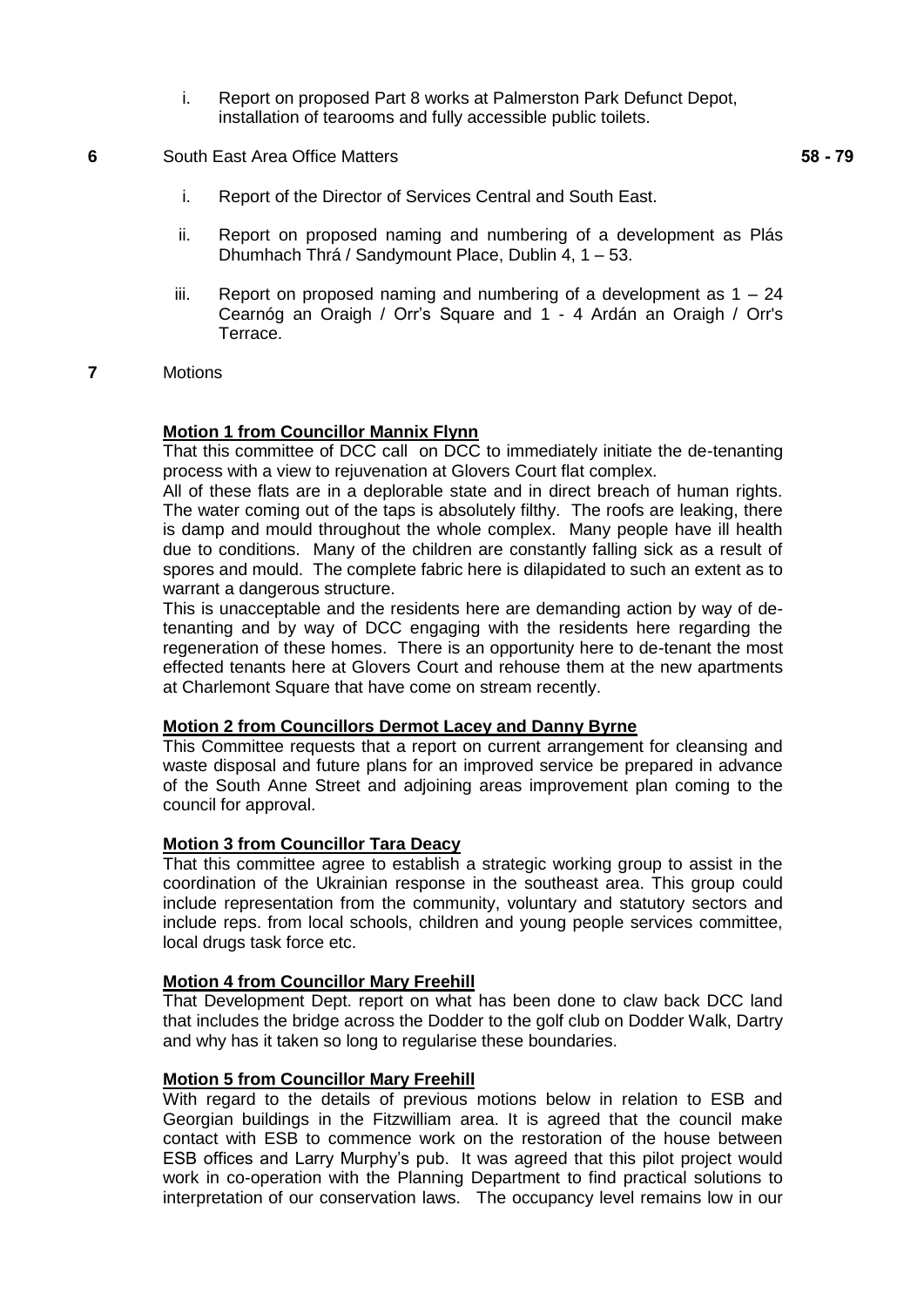i. Report on proposed Part 8 works at Palmerston Park Defunct Depot, installation of tearooms and fully accessible public toilets.

**6** South East Area Office Matters **58 - 79**

i. Report of the Director of Services Central and South East.

ii. Report on proposed naming and numbering of a development as Plás Dhumhach Thrá / Sandymount Place, Dublin 4, 1 – 53.

iii. Report on proposed naming and numbering of a development as 1 – 24 Cearnóg an Oraigh / Orr's Square and 1 - 4 Ardán an Oraigh / Orr's Terrace.

**7** Motions

**Motion 1 from Councillor Mannix Flynn**

That this committee of DCC call on DCC to immediately initiate the de-tenanting process with a view to rejuvenation at Glovers Court flat complex.

All of these flats are in a deplorable state and in direct breach of human rights. The water coming out of the taps is absolutely filthy. The roofs are leaking, there is damp and mould throughout the whole complex. Many people have ill health due to conditions. Many of the children are constantly falling sick as a result of spores and mould. The complete fabric here is dilapidated to such an extent as to warrant a dangerous structure.

This is unacceptable and the residents here are demanding action by way of de-tenanting and by way of DCC engaging with the residents here regarding the regeneration of these homes. There is an opportunity here to de-tenant the most effected tenants here at Glovers Court and rehouse them at the new apartments at Charlemont Square that have come on stream recently.

**Motion 2 from Councillors Dermot Lacey and Danny Byrne**

This Committee requests that a report on current arrangement for cleansing and waste disposal and future plans for an improved service be prepared in advance of the South Anne Street and adjoining areas improvement plan coming to the council for approval.

**Motion 3 from Councillor Tara Deacy**

That this committee agree to establish a strategic working group to assist in the coordination of the Ukrainian response in the southeast area. This group could include representation from the community, voluntary and statutory sectors and include reps. from local schools, children and young people services committee, local drugs task force etc.

**Motion 4 from Councillor Mary Freehill**

That Development Dept. report on what has been done to claw back DCC land that includes the bridge across the Dodder to the golf club on Dodder Walk, Dartry and why has it taken so long to regularise these boundaries.

**Motion 5 from Councillor Mary Freehill**

With regard to the details of previous motions below in relation to ESB and Georgian buildings in the Fitzwilliam area. It is agreed that the council make contact with ESB to commence work on the restoration of the house between ESB offices and Larry Murphy's pub. It was agreed that this pilot project would work in co-operation with the Planning Department to find practical solutions to interpretation of our conservation laws. The occupancy level remains low in our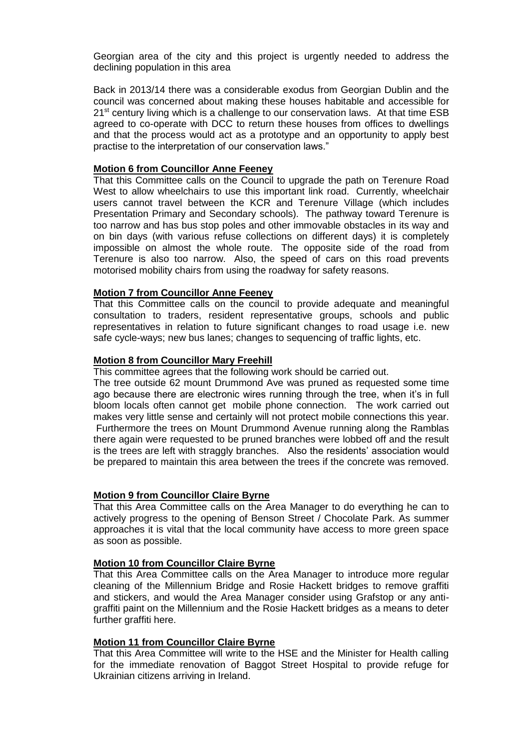Georgian area of the city and this project is urgently needed to address the declining population in this area

Back in 2013/14 there was a considerable exodus from Georgian Dublin and the council was concerned about making these houses habitable and accessible for 21st century living which is a challenge to our conservation laws. At that time ESB agreed to co-operate with DCC to return these houses from offices to dwellings and that the process would act as a prototype and an opportunity to apply best practise to the interpretation of our conservation laws."

**Motion 6 from Councillor Anne Feeney**

That this Committee calls on the Council to upgrade the path on Terenure Road West to allow wheelchairs to use this important link road. Currently, wheelchair users cannot travel between the KCR and Terenure Village (which includes Presentation Primary and Secondary schools). The pathway toward Terenure is too narrow and has bus stop poles and other immovable obstacles in its way and on bin days (with various refuse collections on different days) it is completely impossible on almost the whole route. The opposite side of the road from Terenure is also too narrow. Also, the speed of cars on this road prevents motorised mobility chairs from using the roadway for safety reasons.

**Motion 7 from Councillor Anne Feeney**

That this Committee calls on the council to provide adequate and meaningful consultation to traders, resident representative groups, schools and public representatives in relation to future significant changes to road usage i.e. new safe cycle-ways; new bus lanes; changes to sequencing of traffic lights, etc.

**Motion 8 from Councillor Mary Freehill**

This committee agrees that the following work should be carried out.

The tree outside 62 mount Drummond Ave was pruned as requested some time ago because there are electronic wires running through the tree, when it's in full bloom locals often cannot get mobile phone connection. The work carried out makes very little sense and certainly will not protect mobile connections this year. Furthermore the trees on Mount Drummond Avenue running along the Ramblas there again were requested to be pruned branches were lobbed off and the result is the trees are left with straggly branches. Also the residents' association would be prepared to maintain this area between the trees if the concrete was removed.

**Motion 9 from Councillor Claire Byrne**

That this Area Committee calls on the Area Manager to do everything he can to actively progress to the opening of Benson Street / Chocolate Park. As summer approaches it is vital that the local community have access to more green space as soon as possible.

**Motion 10 from Councillor Claire Byrne**

That this Area Committee calls on the Area Manager to introduce more regular cleaning of the Millennium Bridge and Rosie Hackett bridges to remove graffiti and stickers, and would the Area Manager consider using Grafstop or any anti-graffiti paint on the Millennium and the Rosie Hackett bridges as a means to deter further graffiti here.

**Motion 11 from Councillor Claire Byrne**

That this Area Committee will write to the HSE and the Minister for Health calling for the immediate renovation of Baggot Street Hospital to provide refuge for Ukrainian citizens arriving in Ireland.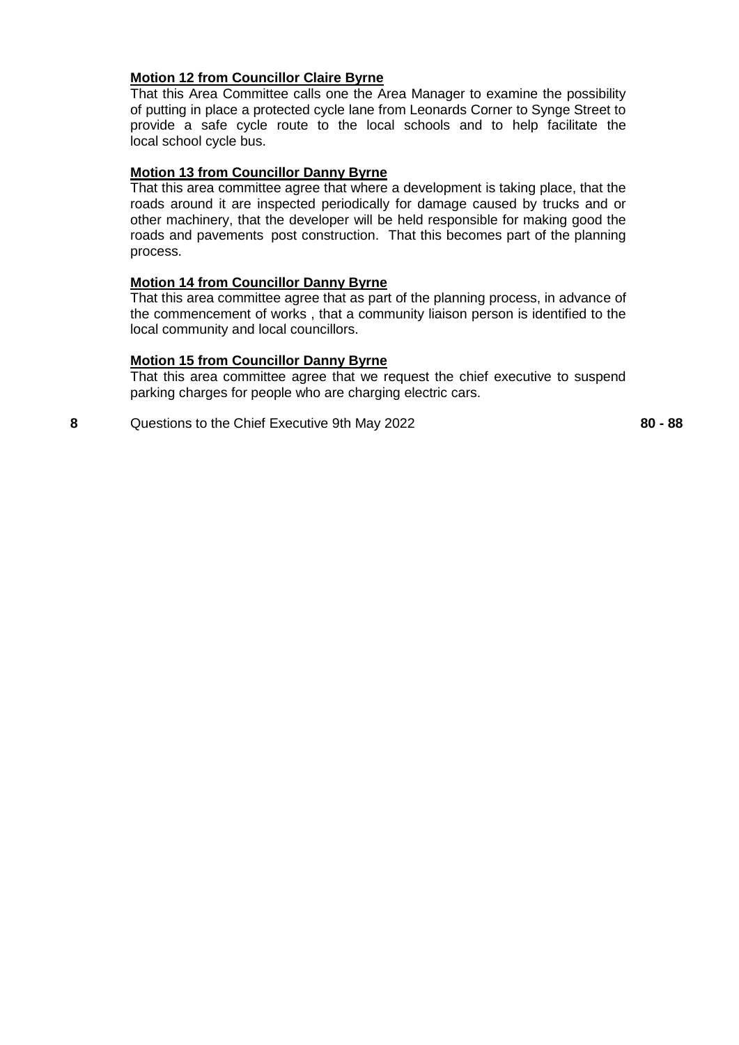**Motion 12 from Councillor Claire Byrne**

That this Area Committee calls one the Area Manager to examine the possibility of putting in place a protected cycle lane from Leonards Corner to Synge Street to provide a safe cycle route to the local schools and to help facilitate the local school cycle bus.

**Motion 13 from Councillor Danny Byrne**

That this area committee agree that where a development is taking place, that the roads around it are inspected periodically for damage caused by trucks and or other machinery, that the developer will be held responsible for making good the roads and pavements post construction. That this becomes part of the planning process.

**Motion 14 from Councillor Danny Byrne**

That this area committee agree that as part of the planning process, in advance of the commencement of works , that a community liaison person is identified to the local community and local councillors.

**Motion 15 from Councillor Danny Byrne**

That this area committee agree that we request the chief executive to suspend parking charges for people who are charging electric cars.

| | | |
|---|---|---|
| **8** | Questions to the Chief Executive 9th May 2022 | **80 - 88** |